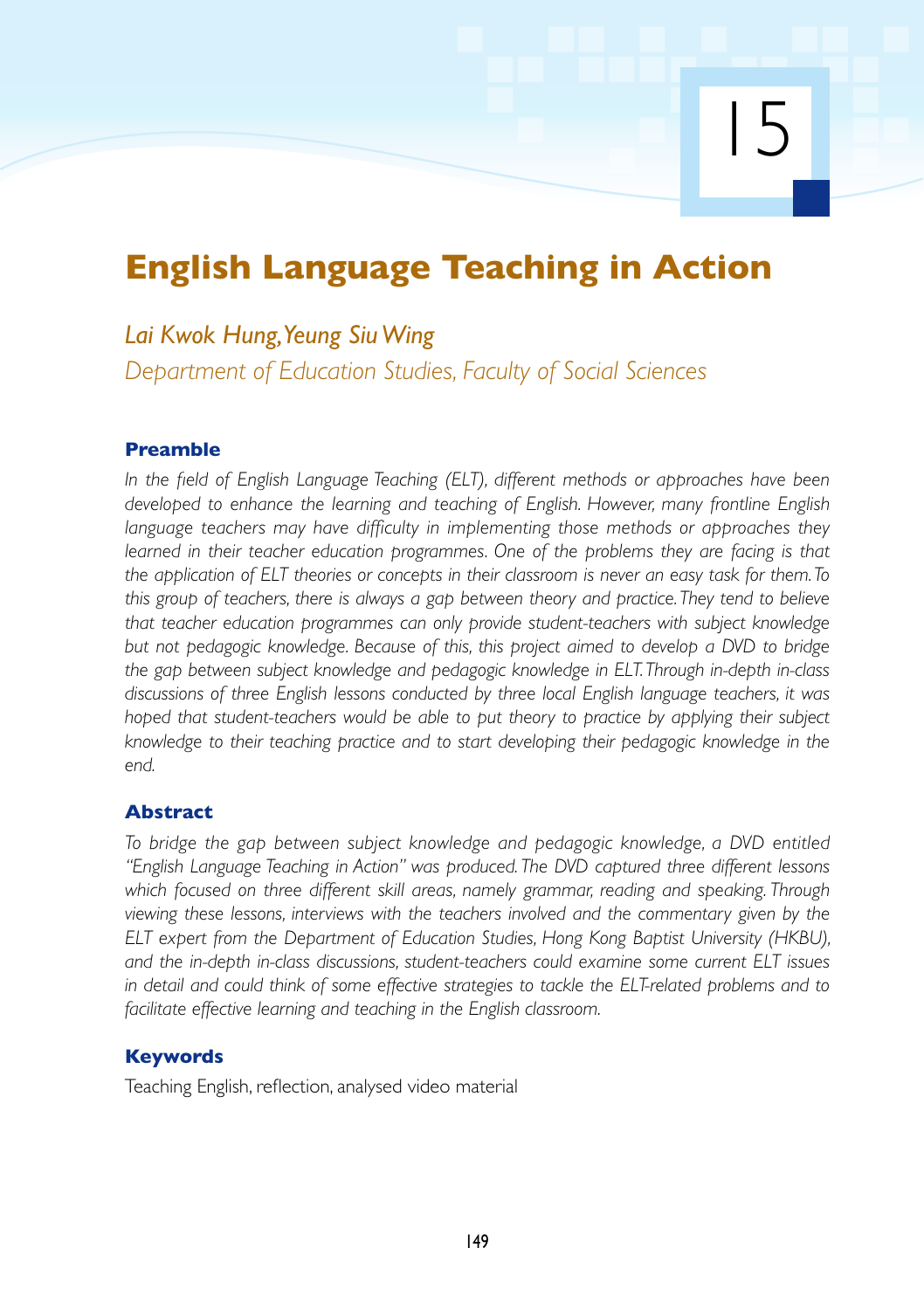15

# English Language Teaching in Action

*Lai Kwok Hung, Yeung Siu Wing*

*Department of Education Studies, Faculty of Social Sciences*

## Preamble

*In the field of English Language Teaching (ELT), different methods or approaches have been developed to enhance the learning and teaching of English. However, many frontline English language teachers may have difficulty in implementing those methods or approaches they learned in their teacher education programmes. One of the problems they are facing is that the application of ELT theories or concepts in their classroom is never an easy task for them. To this group of teachers, there is always a gap between theory and practice. They tend to believe that teacher education programmes can only provide student-teachers with subject knowledge but not pedagogic knowledge. Because of this, this project aimed to develop a DVD to bridge the gap between subject knowledge and pedagogic knowledge in ELT. Through in-depth in-class discussions of three English lessons conducted by three local English language teachers, it was hoped that student-teachers would be able to put theory to practice by applying their subject knowledge to their teaching practice and to start developing their pedagogic knowledge in the end.*

## Abstract

*To bridge the gap between subject knowledge and pedagogic knowledge, a DVD entitled "English Language Teaching in Action" was produced. The DVD captured three different lessons which focused on three different skill areas, namely grammar, reading and speaking. Through viewing these lessons, interviews with the teachers involved and the commentary given by the ELT expert from the Department of Education Studies, Hong Kong Baptist University (HKBU), and the in-depth in-class discussions, student-teachers could examine some current ELT issues in detail and could think of some effective strategies to tackle the ELT-related problems and to facilitate effective learning and teaching in the English classroom.*

## Keywords

Teaching English, reflection, analysed video material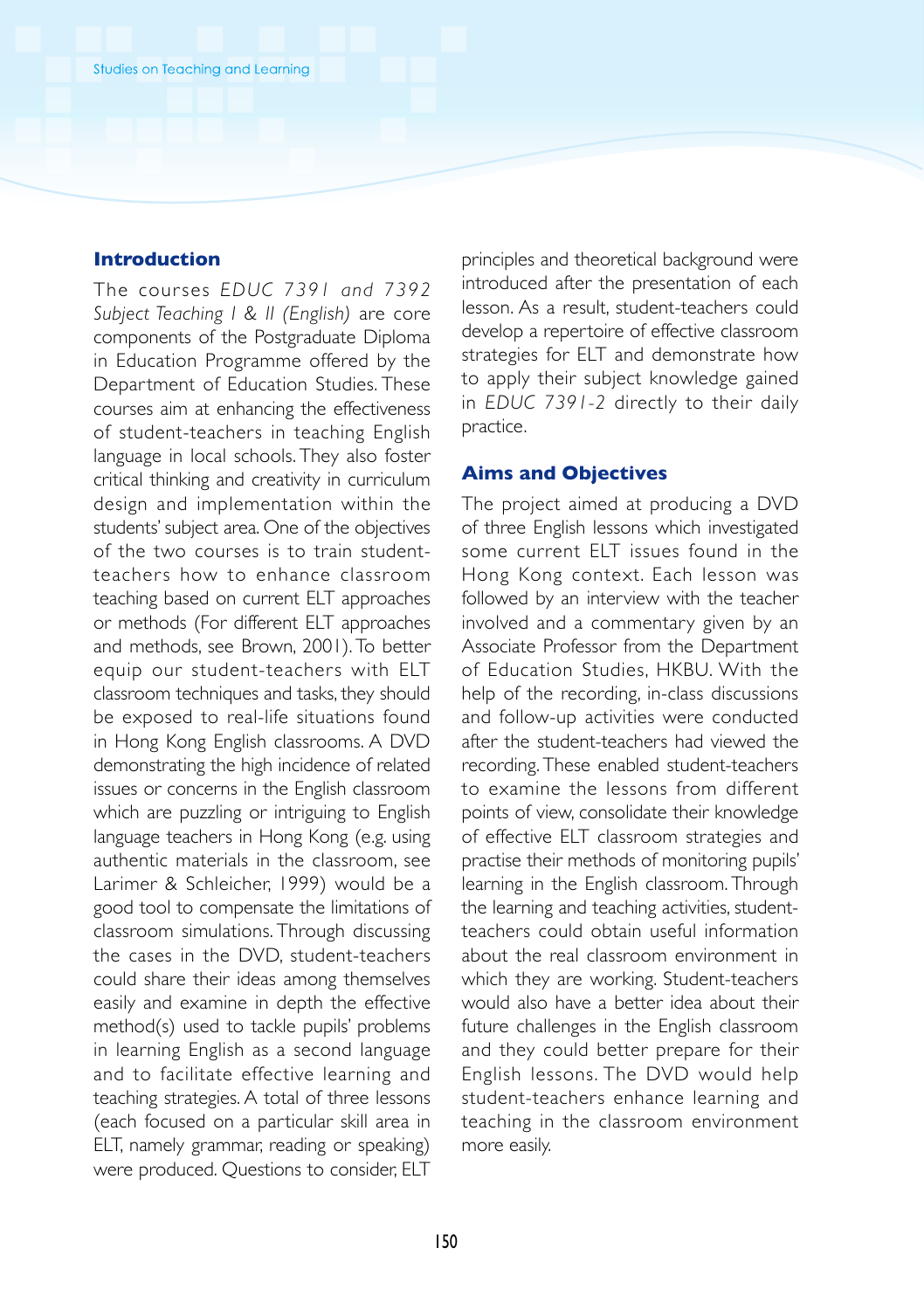## Introduction

The courses *EDUC 7391 and 7392 Subject Teaching I & II (English)* are core components of the Postgraduate Diploma in Education Programme offered by the Department of Education Studies. These courses aim at enhancing the effectiveness of student-teachers in teaching English language in local schools. They also foster critical thinking and creativity in curriculum design and implementation within the students' subject area. One of the objectives of the two courses is to train student-teachers how to enhance classroom teaching based on current ELT approaches or methods (For different ELT approaches and methods, see Brown, 2001). To better equip our student-teachers with ELT classroom techniques and tasks, they should be exposed to real-life situations found in Hong Kong English classrooms. A DVD demonstrating the high incidence of related issues or concerns in the English classroom which are puzzling or intriguing to English language teachers in Hong Kong (e.g. using authentic materials in the classroom, see Larimer & Schleicher, 1999) would be a good tool to compensate the limitations of classroom simulations. Through discussing the cases in the DVD, student-teachers could share their ideas among themselves easily and examine in depth the effective method(s) used to tackle pupils' problems in learning English as a second language and to facilitate effective learning and teaching strategies. A total of three lessons (each focused on a particular skill area in ELT, namely grammar, reading or speaking) were produced. Questions to consider, ELT principles and theoretical background were introduced after the presentation of each lesson. As a result, student-teachers could develop a repertoire of effective classroom strategies for ELT and demonstrate how to apply their subject knowledge gained in *EDUC 7391-2* directly to their daily practice.

## Aims and Objectives

The project aimed at producing a DVD of three English lessons which investigated some current ELT issues found in the Hong Kong context. Each lesson was followed by an interview with the teacher involved and a commentary given by an Associate Professor from the Department of Education Studies, HKBU. With the help of the recording, in-class discussions and follow-up activities were conducted after the student-teachers had viewed the recording. These enabled student-teachers to examine the lessons from different points of view, consolidate their knowledge of effective ELT classroom strategies and practise their methods of monitoring pupils' learning in the English classroom. Through the learning and teaching activities, student-teachers could obtain useful information about the real classroom environment in which they are working. Student-teachers would also have a better idea about their future challenges in the English classroom and they could better prepare for their English lessons. The DVD would help student-teachers enhance learning and teaching in the classroom environment more easily.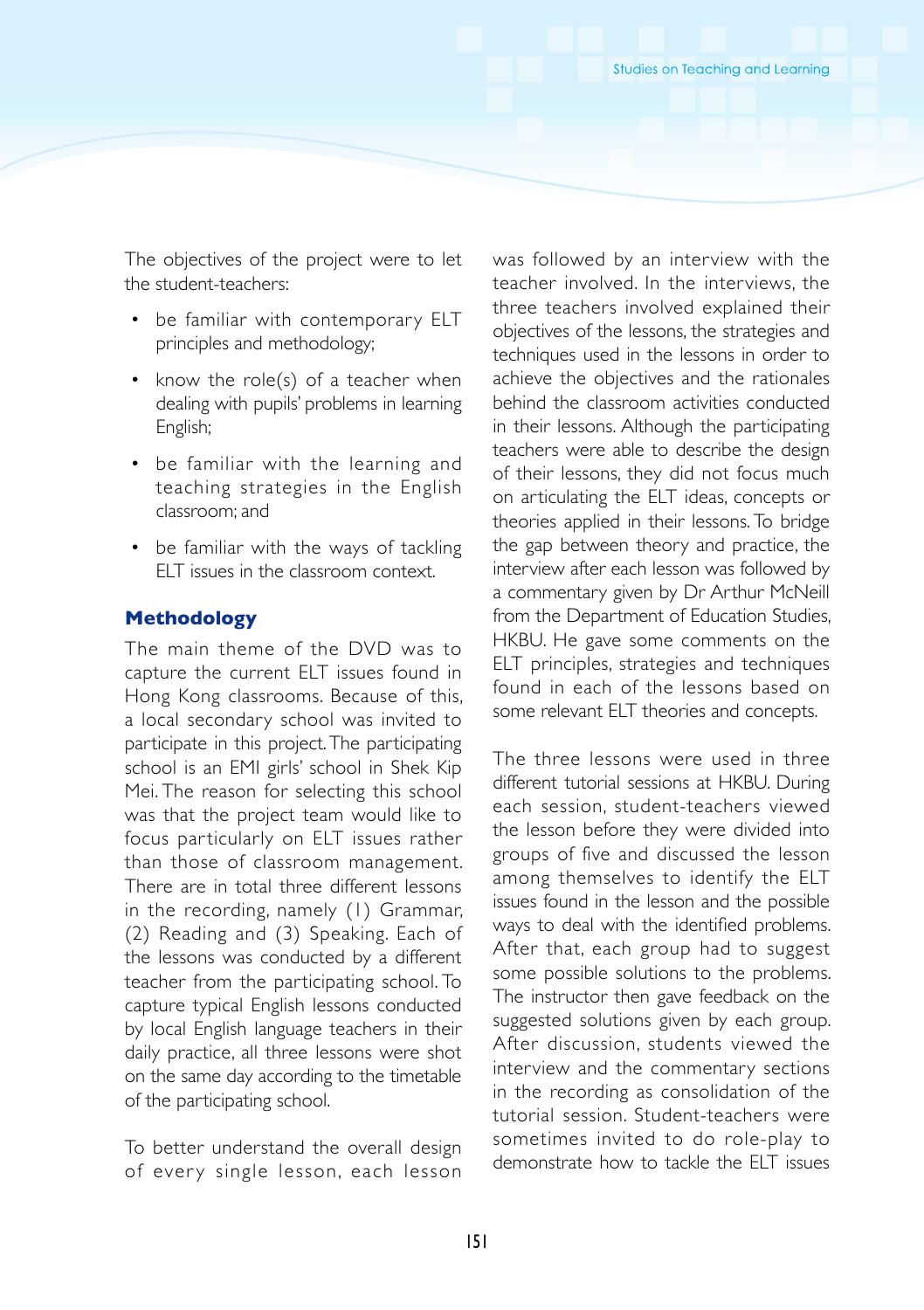The objectives of the project were to let the student-teachers:

- be familiar with contemporary ELT principles and methodology;
- know the role(s) of a teacher when dealing with pupils' problems in learning English;
- be familiar with the learning and teaching strategies in the English classroom; and
- be familiar with the ways of tackling ELT issues in the classroom context.

## Methodology

The main theme of the DVD was to capture the current ELT issues found in Hong Kong classrooms. Because of this, a local secondary school was invited to participate in this project. The participating school is an EMI girls' school in Shek Kip Mei. The reason for selecting this school was that the project team would like to focus particularly on ELT issues rather than those of classroom management. There are in total three different lessons in the recording, namely (1) Grammar, (2) Reading and (3) Speaking. Each of the lessons was conducted by a different teacher from the participating school. To capture typical English lessons conducted by local English language teachers in their daily practice, all three lessons were shot on the same day according to the timetable of the participating school.

To better understand the overall design of every single lesson, each lesson was followed by an interview with the teacher involved. In the interviews, the three teachers involved explained their objectives of the lessons, the strategies and techniques used in the lessons in order to achieve the objectives and the rationales behind the classroom activities conducted in their lessons. Although the participating teachers were able to describe the design of their lessons, they did not focus much on articulating the ELT ideas, concepts or theories applied in their lessons. To bridge the gap between theory and practice, the interview after each lesson was followed by a commentary given by Dr Arthur McNeill from the Department of Education Studies, HKBU. He gave some comments on the ELT principles, strategies and techniques found in each of the lessons based on some relevant ELT theories and concepts.

The three lessons were used in three different tutorial sessions at HKBU. During each session, student-teachers viewed the lesson before they were divided into groups of five and discussed the lesson among themselves to identify the ELT issues found in the lesson and the possible ways to deal with the identified problems. After that, each group had to suggest some possible solutions to the problems. The instructor then gave feedback on the suggested solutions given by each group. After discussion, students viewed the interview and the commentary sections in the recording as consolidation of the tutorial session. Student-teachers were sometimes invited to do role-play to demonstrate how to tackle the ELT issues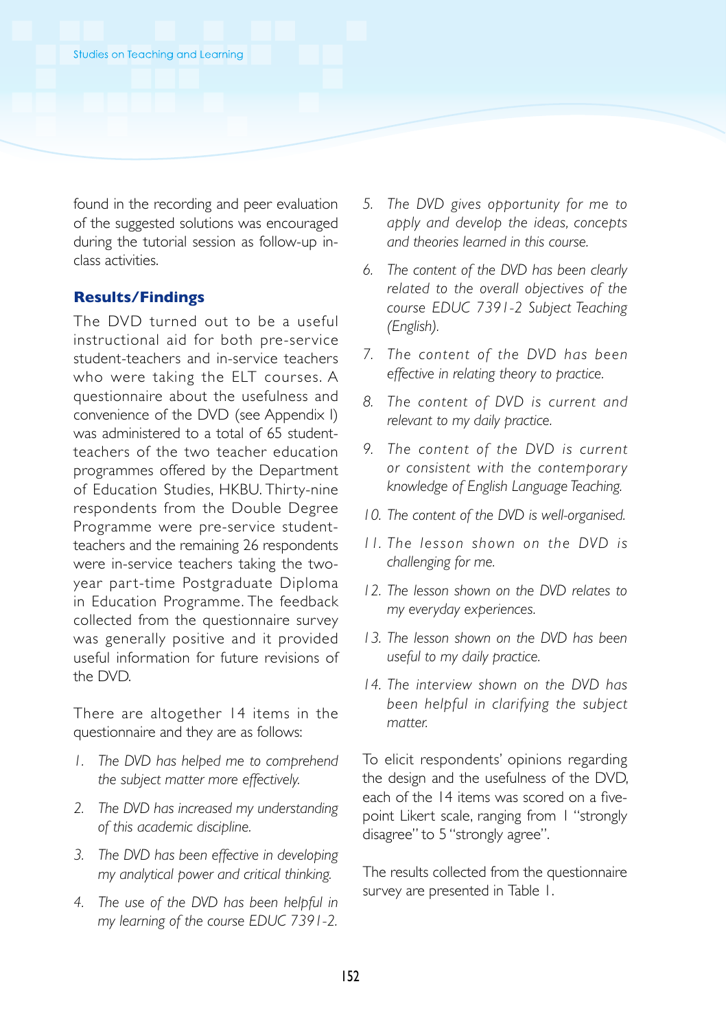found in the recording and peer evaluation of the suggested solutions was encouraged during the tutorial session as follow-up in-class activities.

## Results/Findings

The DVD turned out to be a useful instructional aid for both pre-service student-teachers and in-service teachers who were taking the ELT courses. A questionnaire about the usefulness and convenience of the DVD (see Appendix I) was administered to a total of 65 student-teachers of the two teacher education programmes offered by the Department of Education Studies, HKBU. Thirty-nine respondents from the Double Degree Programme were pre-service student-teachers and the remaining 26 respondents were in-service teachers taking the two-year part-time Postgraduate Diploma in Education Programme. The feedback collected from the questionnaire survey was generally positive and it provided useful information for future revisions of the DVD.

There are altogether 14 items in the questionnaire and they are as follows:

1. *The DVD has helped me to comprehend the subject matter more effectively.*
2. *The DVD has increased my understanding of this academic discipline.*
3. *The DVD has been effective in developing my analytical power and critical thinking.*
4. *The use of the DVD has been helpful in my learning of the course EDUC 7391-2.*
5. *The DVD gives opportunity for me to apply and develop the ideas, concepts and theories learned in this course.*
6. *The content of the DVD has been clearly related to the overall objectives of the course EDUC 7391-2 Subject Teaching (English).*
7. *The content of the DVD has been effective in relating theory to practice.*
8. *The content of DVD is current and relevant to my daily practice.*
9. *The content of the DVD is current or consistent with the contemporary knowledge of English Language Teaching.*
10. *The content of the DVD is well-organised.*
11. *The lesson shown on the DVD is challenging for me.*
12. *The lesson shown on the DVD relates to my everyday experiences.*
13. *The lesson shown on the DVD has been useful to my daily practice.*
14. *The interview shown on the DVD has been helpful in clarifying the subject matter.*

To elicit respondents' opinions regarding the design and the usefulness of the DVD, each of the 14 items was scored on a five-point Likert scale, ranging from 1 "strongly disagree" to 5 "strongly agree".

The results collected from the questionnaire survey are presented in Table 1.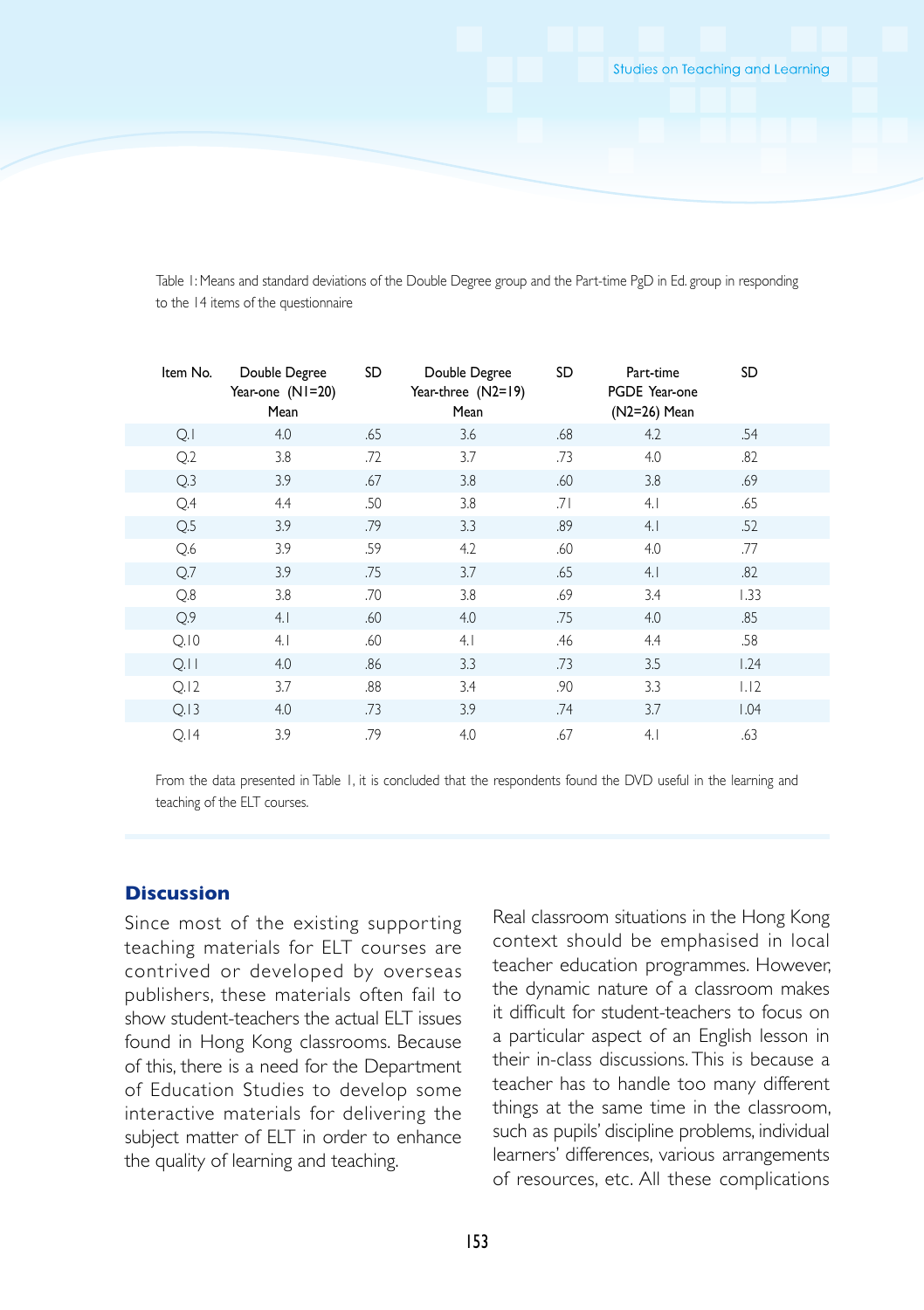Table 1: Means and standard deviations of the Double Degree group and the Part-time PgD in Ed. group in responding to the 14 items of the questionnaire

| Item No. | Double Degree Year-one (N1=20) Mean | SD | Double Degree Year-three (N2=19) Mean | SD | Part-time PGDE Year-one (N2=26) Mean | SD |
|---|---|---|---|---|---|---|
| Q.1 | 4.0 | .65 | 3.6 | .68 | 4.2 | .54 |
| Q.2 | 3.8 | .72 | 3.7 | .73 | 4.0 | .82 |
| Q.3 | 3.9 | .67 | 3.8 | .60 | 3.8 | .69 |
| Q.4 | 4.4 | .50 | 3.8 | .71 | 4.1 | .65 |
| Q.5 | 3.9 | .79 | 3.3 | .89 | 4.1 | .52 |
| Q.6 | 3.9 | .59 | 4.2 | .60 | 4.0 | .77 |
| Q.7 | 3.9 | .75 | 3.7 | .65 | 4.1 | .82 |
| Q.8 | 3.8 | .70 | 3.8 | .69 | 3.4 | 1.33 |
| Q.9 | 4.1 | .60 | 4.0 | .75 | 4.0 | .85 |
| Q.10 | 4.1 | .60 | 4.1 | .46 | 4.4 | .58 |
| Q.11 | 4.0 | .86 | 3.3 | .73 | 3.5 | 1.24 |
| Q.12 | 3.7 | .88 | 3.4 | .90 | 3.3 | 1.12 |
| Q.13 | 4.0 | .73 | 3.9 | .74 | 3.7 | 1.04 |
| Q.14 | 3.9 | .79 | 4.0 | .67 | 4.1 | .63 |

From the data presented in Table 1, it is concluded that the respondents found the DVD useful in the learning and teaching of the ELT courses.

## Discussion

Since most of the existing supporting teaching materials for ELT courses are contrived or developed by overseas publishers, these materials often fail to show student-teachers the actual ELT issues found in Hong Kong classrooms. Because of this, there is a need for the Department of Education Studies to develop some interactive materials for delivering the subject matter of ELT in order to enhance the quality of learning and teaching.

Real classroom situations in the Hong Kong context should be emphasised in local teacher education programmes. However, the dynamic nature of a classroom makes it difficult for student-teachers to focus on a particular aspect of an English lesson in their in-class discussions. This is because a teacher has to handle too many different things at the same time in the classroom, such as pupils' discipline problems, individual learners' differences, various arrangements of resources, etc. All these complications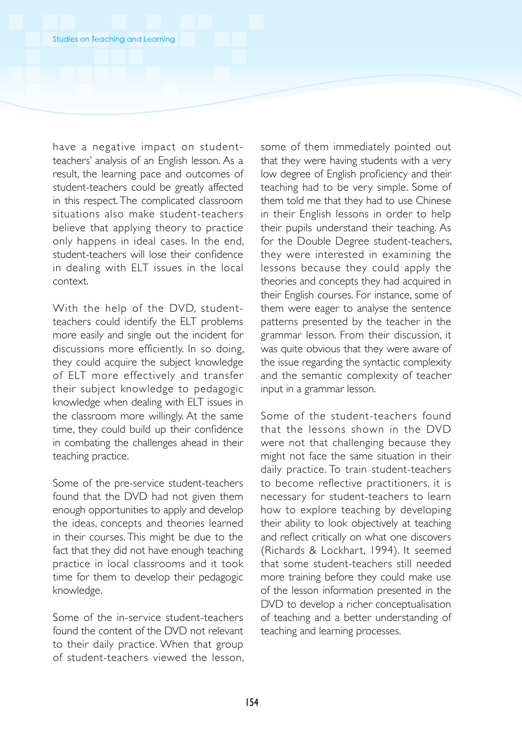have a negative impact on student-teachers' analysis of an English lesson. As a result, the learning pace and outcomes of student-teachers could be greatly affected in this respect. The complicated classroom situations also make student-teachers believe that applying theory to practice only happens in ideal cases. In the end, student-teachers will lose their confidence in dealing with ELT issues in the local context.

With the help of the DVD, student-teachers could identify the ELT problems more easily and single out the incident for discussions more efficiently. In so doing, they could acquire the subject knowledge of ELT more effectively and transfer their subject knowledge to pedagogic knowledge when dealing with ELT issues in the classroom more willingly. At the same time, they could build up their confidence in combating the challenges ahead in their teaching practice.

Some of the pre-service student-teachers found that the DVD had not given them enough opportunities to apply and develop the ideas, concepts and theories learned in their courses. This might be due to the fact that they did not have enough teaching practice in local classrooms and it took time for them to develop their pedagogic knowledge.

Some of the in-service student-teachers found the content of the DVD not relevant to their daily practice. When that group of student-teachers viewed the lesson, some of them immediately pointed out that they were having students with a very low degree of English proficiency and their teaching had to be very simple. Some of them told me that they had to use Chinese in their English lessons in order to help their pupils understand their teaching. As for the Double Degree student-teachers, they were interested in examining the lessons because they could apply the theories and concepts they had acquired in their English courses. For instance, some of them were eager to analyse the sentence patterns presented by the teacher in the grammar lesson. From their discussion, it was quite obvious that they were aware of the issue regarding the syntactic complexity and the semantic complexity of teacher input in a grammar lesson.

Some of the student-teachers found that the lessons shown in the DVD were not that challenging because they might not face the same situation in their daily practice. To train student-teachers to become reflective practitioners, it is necessary for student-teachers to learn how to explore teaching by developing their ability to look objectively at teaching and reflect critically on what one discovers (Richards & Lockhart, 1994). It seemed that some student-teachers still needed more training before they could make use of the lesson information presented in the DVD to develop a richer conceptualisation of teaching and a better understanding of teaching and learning processes.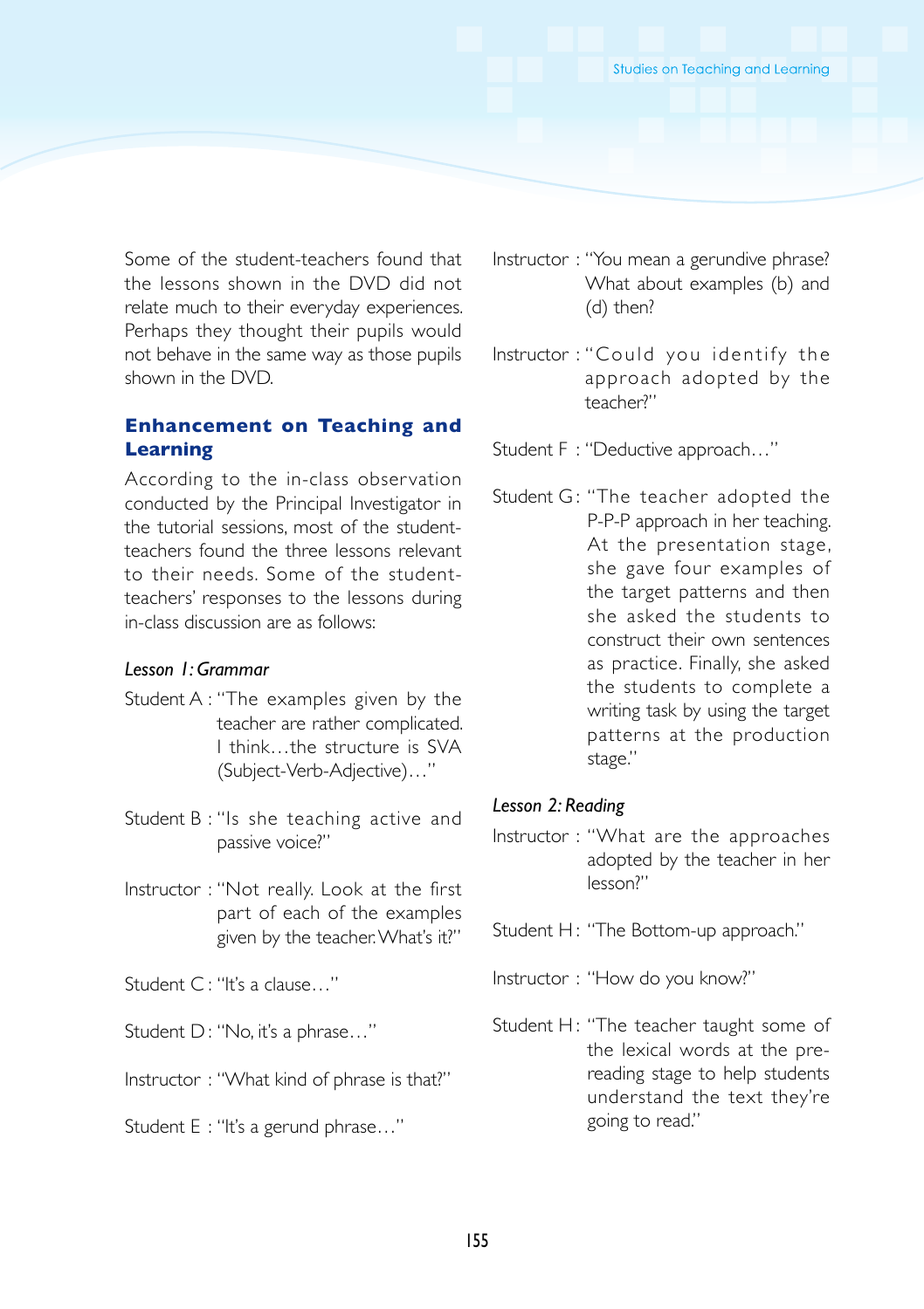Some of the student-teachers found that the lessons shown in the DVD did not relate much to their everyday experiences. Perhaps they thought their pupils would not behave in the same way as those pupils shown in the DVD.

## Enhancement on Teaching and Learning

According to the in-class observation conducted by the Principal Investigator in the tutorial sessions, most of the student-teachers found the three lessons relevant to their needs. Some of the student-teachers' responses to the lessons during in-class discussion are as follows:

*Lesson 1: Grammar*

Student A : "The examples given by the teacher are rather complicated. I think…the structure is SVA (Subject-Verb-Adjective)…"

Student B : "Is she teaching active and passive voice?"

Instructor : "Not really. Look at the first part of each of the examples given by the teacher. What's it?"

Student C : "It's a clause…"

Student D : "No, it's a phrase…"

Instructor : "What kind of phrase is that?"

Student E : "It's a gerund phrase…"

Instructor : "You mean a gerundive phrase? What about examples (b) and (d) then?

Instructor : "Could you identify the approach adopted by the teacher?"

Student F : "Deductive approach…"

Student G : "The teacher adopted the P-P-P approach in her teaching. At the presentation stage, she gave four examples of the target patterns and then she asked the students to construct their own sentences as practice. Finally, she asked the students to complete a writing task by using the target patterns at the production stage."

*Lesson 2: Reading*

Instructor : "What are the approaches adopted by the teacher in her lesson?"

Student H : "The Bottom-up approach."

Instructor : "How do you know?"

Student H : "The teacher taught some of the lexical words at the pre-reading stage to help students understand the text they're going to read."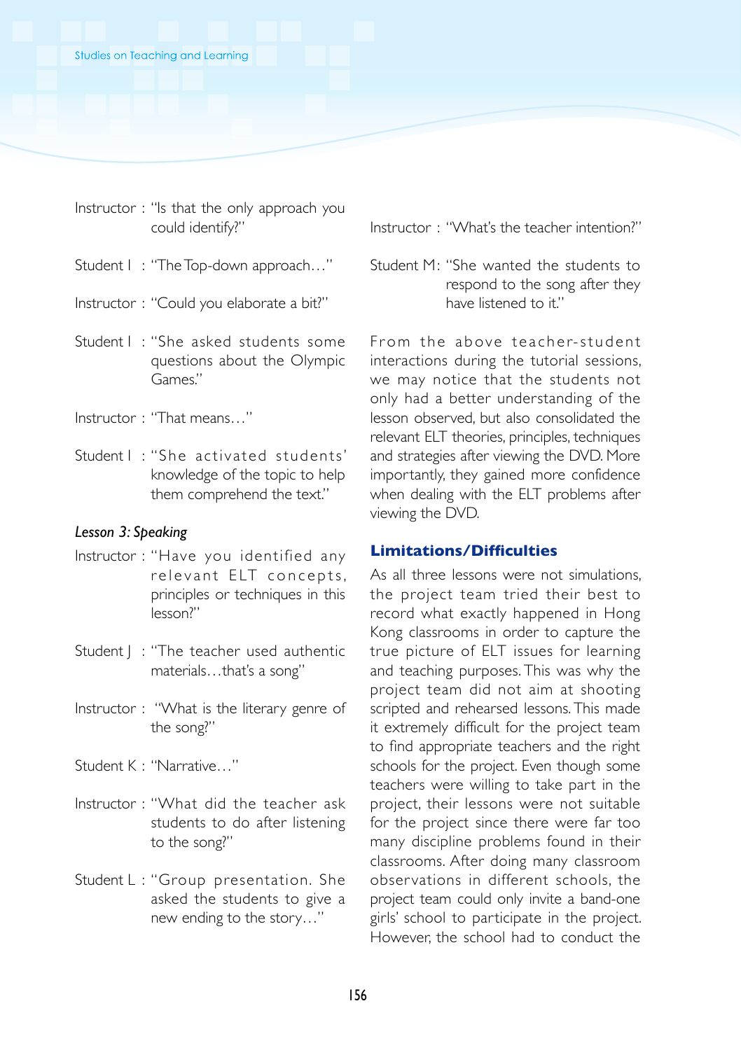Instructor : "Is that the only approach you could identify?"

Student I : "The Top-down approach…"

Instructor : "Could you elaborate a bit?"

Student I : "She asked students some questions about the Olympic Games."

Instructor : "That means…"

Student I : "She activated students' knowledge of the topic to help them comprehend the text."

*Lesson 3: Speaking*

Instructor : "Have you identified any relevant ELT concepts, principles or techniques in this lesson?"

Student J : "The teacher used authentic materials…that's a song"

Instructor : "What is the literary genre of the song?"

Student K : "Narrative…"

Instructor : "What did the teacher ask students to do after listening to the song?"

Student L : "Group presentation. She asked the students to give a new ending to the story…"

Instructor : "What's the teacher intention?"

Student M: "She wanted the students to respond to the song after they have listened to it."

From the above teacher-student interactions during the tutorial sessions, we may notice that the students not only had a better understanding of the lesson observed, but also consolidated the relevant ELT theories, principles, techniques and strategies after viewing the DVD. More importantly, they gained more confidence when dealing with the ELT problems after viewing the DVD.

## Limitations/Difficulties

As all three lessons were not simulations, the project team tried their best to record what exactly happened in Hong Kong classrooms in order to capture the true picture of ELT issues for learning and teaching purposes. This was why the project team did not aim at shooting scripted and rehearsed lessons. This made it extremely difficult for the project team to find appropriate teachers and the right schools for the project. Even though some teachers were willing to take part in the project, their lessons were not suitable for the project since there were far too many discipline problems found in their classrooms. After doing many classroom observations in different schools, the project team could only invite a band-one girls' school to participate in the project. However, the school had to conduct the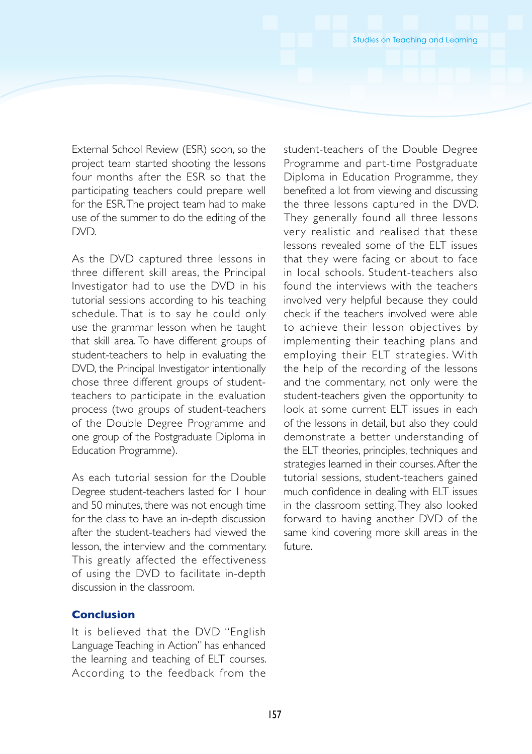External School Review (ESR) soon, so the project team started shooting the lessons four months after the ESR so that the participating teachers could prepare well for the ESR. The project team had to make use of the summer to do the editing of the DVD.

As the DVD captured three lessons in three different skill areas, the Principal Investigator had to use the DVD in his tutorial sessions according to his teaching schedule. That is to say he could only use the grammar lesson when he taught that skill area. To have different groups of student-teachers to help in evaluating the DVD, the Principal Investigator intentionally chose three different groups of student-teachers to participate in the evaluation process (two groups of student-teachers of the Double Degree Programme and one group of the Postgraduate Diploma in Education Programme).

As each tutorial session for the Double Degree student-teachers lasted for 1 hour and 50 minutes, there was not enough time for the class to have an in-depth discussion after the student-teachers had viewed the lesson, the interview and the commentary. This greatly affected the effectiveness of using the DVD to facilitate in-depth discussion in the classroom.

## Conclusion

It is believed that the DVD "English Language Teaching in Action" has enhanced the learning and teaching of ELT courses. According to the feedback from the student-teachers of the Double Degree Programme and part-time Postgraduate Diploma in Education Programme, they benefited a lot from viewing and discussing the three lessons captured in the DVD. They generally found all three lessons very realistic and realised that these lessons revealed some of the ELT issues that they were facing or about to face in local schools. Student-teachers also found the interviews with the teachers involved very helpful because they could check if the teachers involved were able to achieve their lesson objectives by implementing their teaching plans and employing their ELT strategies. With the help of the recording of the lessons and the commentary, not only were the student-teachers given the opportunity to look at some current ELT issues in each of the lessons in detail, but also they could demonstrate a better understanding of the ELT theories, principles, techniques and strategies learned in their courses. After the tutorial sessions, student-teachers gained much confidence in dealing with ELT issues in the classroom setting. They also looked forward to having another DVD of the same kind covering more skill areas in the future.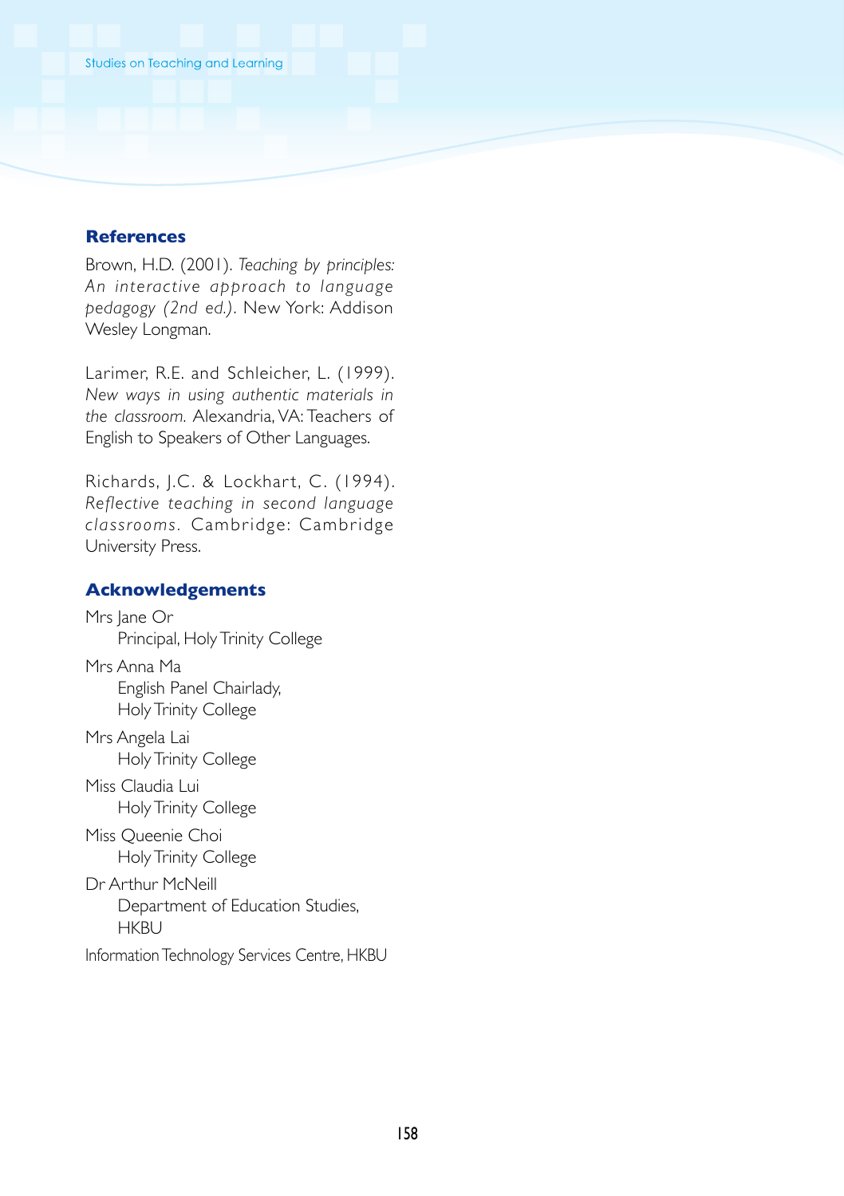## References

Brown, H.D. (2001). *Teaching by principles: An interactive approach to language pedagogy (2nd ed.).* New York: Addison Wesley Longman.

Larimer, R.E. and Schleicher, L. (1999). *New ways in using authentic materials in the classroom.* Alexandria, VA: Teachers of English to Speakers of Other Languages.

Richards, J.C. & Lockhart, C. (1994). *Reflective teaching in second language classrooms.* Cambridge: Cambridge University Press.

## Acknowledgements

Mrs Jane Or
  Principal, Holy Trinity College

Mrs Anna Ma
  English Panel Chairlady,
  Holy Trinity College

Mrs Angela Lai
  Holy Trinity College

Miss Claudia Lui
  Holy Trinity College

Miss Queenie Choi
  Holy Trinity College

Dr Arthur McNeill
  Department of Education Studies,
  HKBU

Information Technology Services Centre, HKBU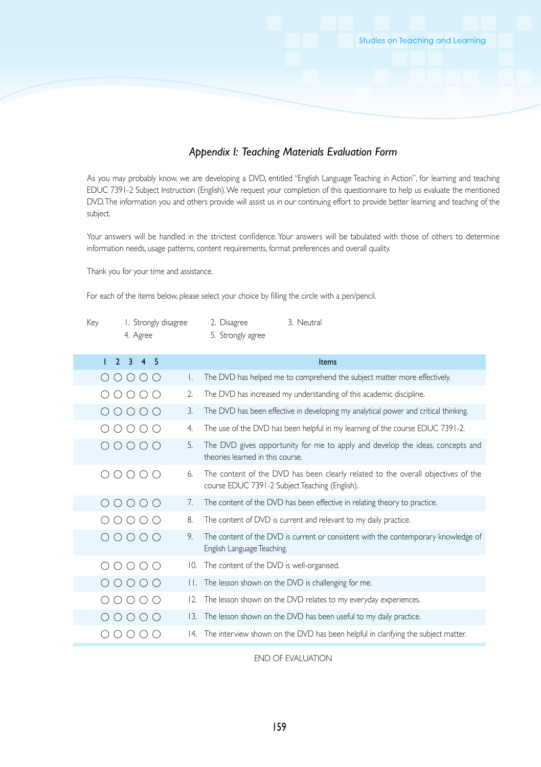*Appendix I: Teaching Materials Evaluation Form*

As you may probably know, we are developing a DVD, entitled "English Language Teaching in Action", for learning and teaching EDUC 7391-2 Subject Instruction (English). We request your completion of this questionnaire to help us evaluate the mentioned DVD. The information you and others provide will assist us in our continuing effort to provide better learning and teaching of the subject.

Your answers will be handled in the strictest confidence. Your answers will be tabulated with those of others to determine information needs, usage patterns, content requirements, format preferences and overall quality.

Thank you for your time and assistance.

For each of the items below, please select your choice by filling the circle with a pen/pencil.

Key 1. Strongly disagree 2. Disagree 3. Neutral
4. Agree 5. Strongly agree

| 1 | 2 | 3 | 4 | 5 | | Items |
|---|---|---|---|---|---|---|
| ○ | ○ | ○ | ○ | ○ | 1. | The DVD has helped me to comprehend the subject matter more effectively. |
| ○ | ○ | ○ | ○ | ○ | 2. | The DVD has increased my understanding of this academic discipline. |
| ○ | ○ | ○ | ○ | ○ | 3. | The DVD has been effective in developing my analytical power and critical thinking. |
| ○ | ○ | ○ | ○ | ○ | 4. | The use of the DVD has been helpful in my learning of the course EDUC 7391-2. |
| ○ | ○ | ○ | ○ | ○ | 5. | The DVD gives opportunity for me to apply and develop the ideas, concepts and theories learned in this course. |
| ○ | ○ | ○ | ○ | ○ | 6. | The content of the DVD has been clearly related to the overall objectives of the course EDUC 7391-2 Subject Teaching (English). |
| ○ | ○ | ○ | ○ | ○ | 7. | The content of the DVD has been effective in relating theory to practice. |
| ○ | ○ | ○ | ○ | ○ | 8. | The content of DVD is current and relevant to my daily practice. |
| ○ | ○ | ○ | ○ | ○ | 9. | The content of the DVD is current or consistent with the contemporary knowledge of English Language Teaching. |
| ○ | ○ | ○ | ○ | ○ | 10. | The content of the DVD is well-organised. |
| ○ | ○ | ○ | ○ | ○ | 11. | The lesson shown on the DVD is challenging for me. |
| ○ | ○ | ○ | ○ | ○ | 12. | The lesson shown on the DVD relates to my everyday experiences. |
| ○ | ○ | ○ | ○ | ○ | 13. | The lesson shown on the DVD has been useful to my daily practice. |
| ○ | ○ | ○ | ○ | ○ | 14. | The interview shown on the DVD has been helpful in clarifying the subject matter. |

END OF EVALUATION